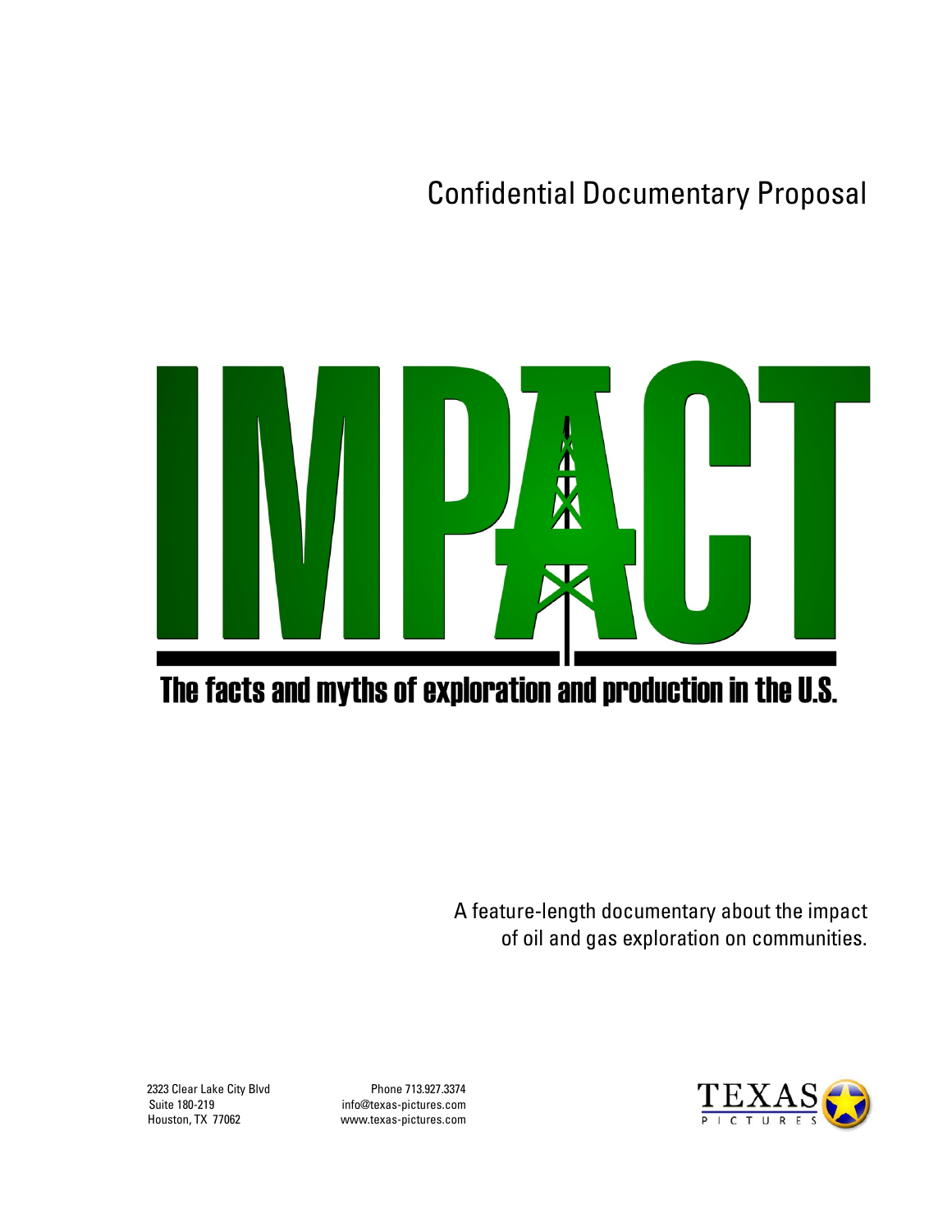Confidential Documentary Proposal

# IMPACT

## The facts and myths of exploration and production in the U.S.

A feature-length documentary about the impact of oil and gas exploration on communities.

2323 Clear Lake City Blvd
Suite 180-219
Houston, TX 77062

Phone 713.927.3374
info@texas-pictures.com
www.texas-pictures.com

TEXAS PICTURES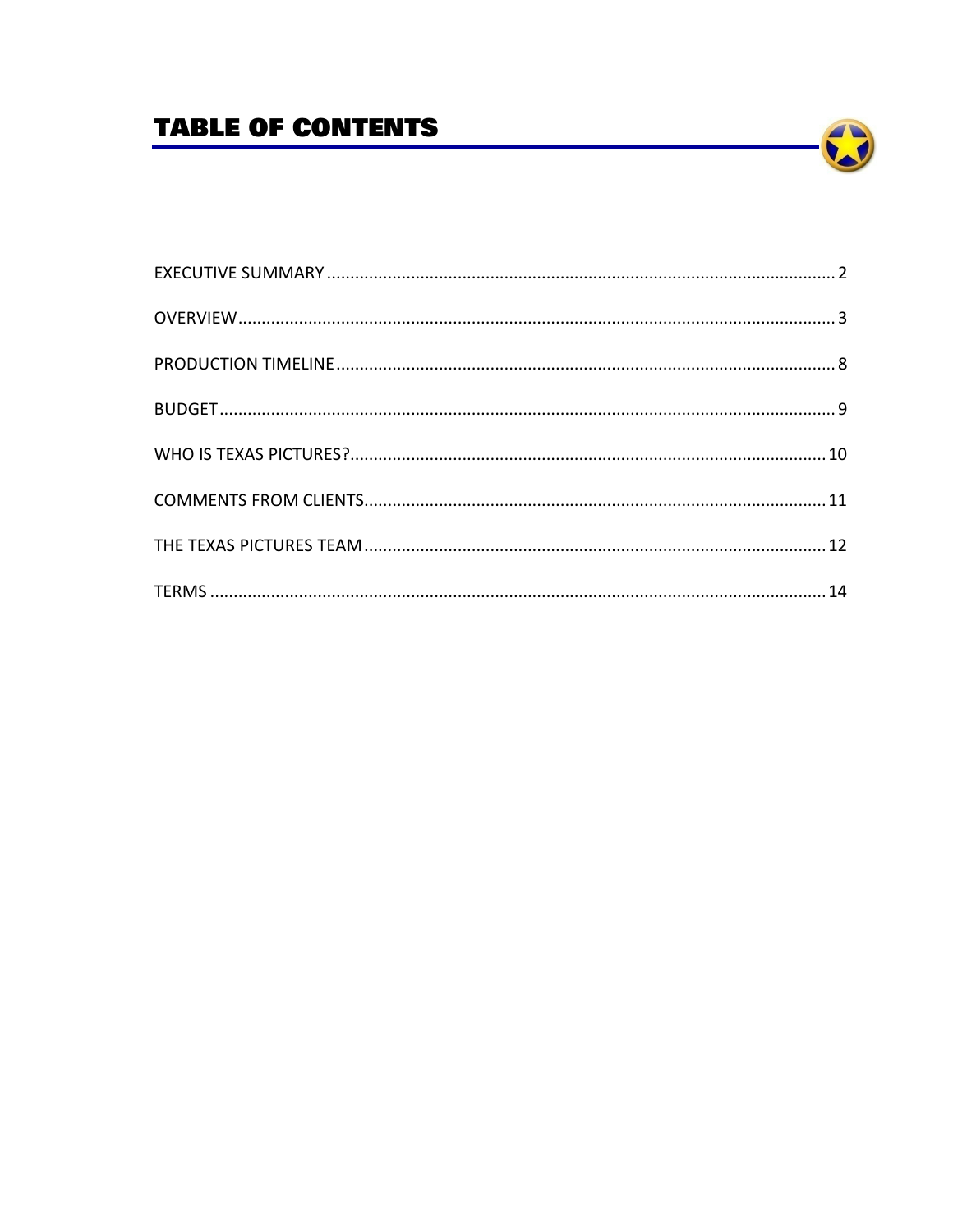# TABLE OF CONTENTS

EXECUTIVE SUMMARY .......... 2

OVERVIEW .......... 3

PRODUCTION TIMELINE .......... 8

BUDGET .......... 9

WHO IS TEXAS PICTURES? .......... 10

COMMENTS FROM CLIENTS .......... 11

THE TEXAS PICTURES TEAM .......... 12

TERMS .......... 14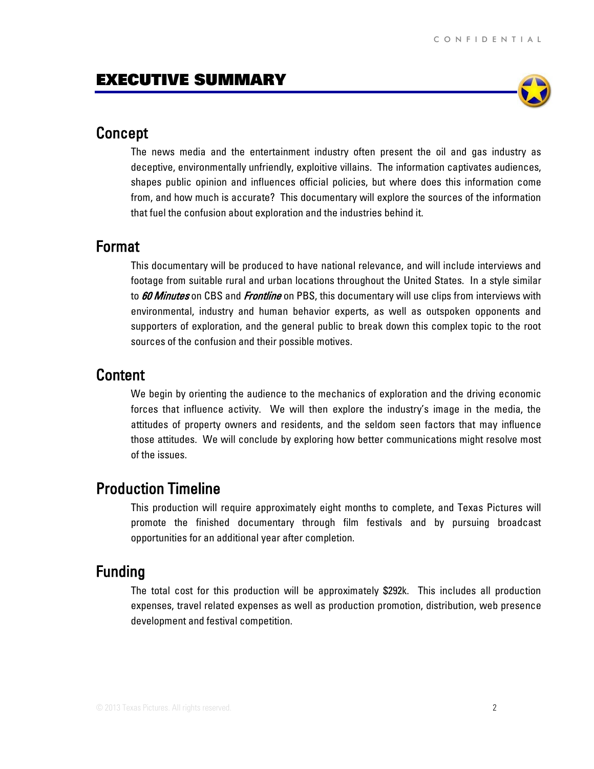# EXECUTIVE SUMMARY

## Concept

The news media and the entertainment industry often present the oil and gas industry as deceptive, environmentally unfriendly, exploitive villains. The information captivates audiences, shapes public opinion and influences official policies, but where does this information come from, and how much is accurate? This documentary will explore the sources of the information that fuel the confusion about exploration and the industries behind it.

## Format

This documentary will be produced to have national relevance, and will include interviews and footage from suitable rural and urban locations throughout the United States. In a style similar to ***60 Minutes*** on CBS and ***Frontline*** on PBS, this documentary will use clips from interviews with environmental, industry and human behavior experts, as well as outspoken opponents and supporters of exploration, and the general public to break down this complex topic to the root sources of the confusion and their possible motives.

## Content

We begin by orienting the audience to the mechanics of exploration and the driving economic forces that influence activity. We will then explore the industry's image in the media, the attitudes of property owners and residents, and the seldom seen factors that may influence those attitudes. We will conclude by exploring how better communications might resolve most of the issues.

## Production Timeline

This production will require approximately eight months to complete, and Texas Pictures will promote the finished documentary through film festivals and by pursuing broadcast opportunities for an additional year after completion.

## Funding

The total cost for this production will be approximately $292k. This includes all production expenses, travel related expenses as well as production promotion, distribution, web presence development and festival competition.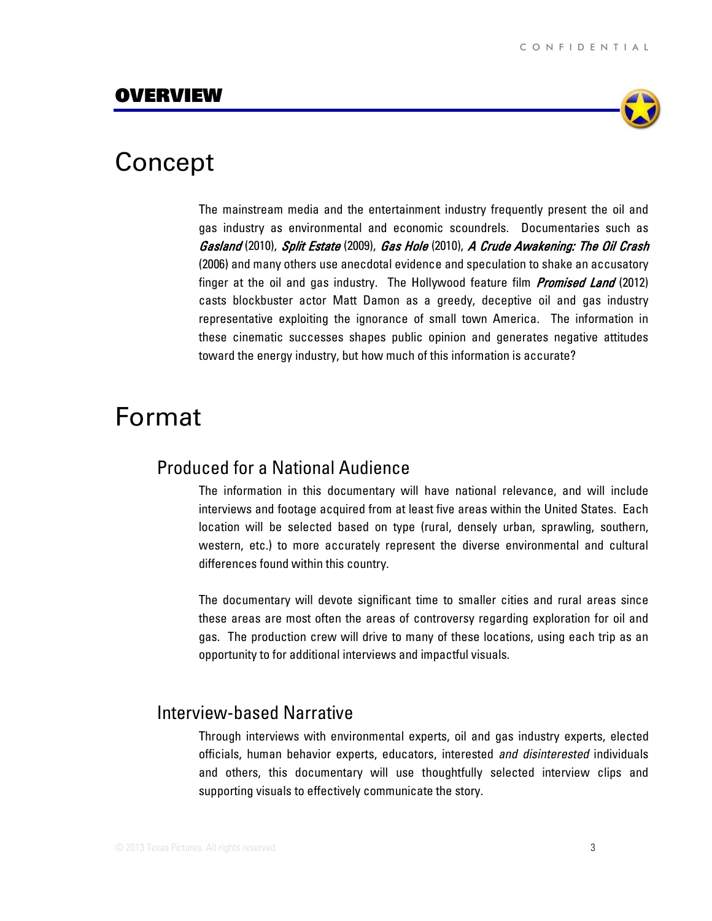# OVERVIEW

## Concept

The mainstream media and the entertainment industry frequently present the oil and gas industry as environmental and economic scoundrels. Documentaries such as ***Gasland*** (2010), ***Split Estate*** (2009), ***Gas Hole*** (2010), ***A Crude Awakening: The Oil Crash*** (2006) and many others use anecdotal evidence and speculation to shake an accusatory finger at the oil and gas industry. The Hollywood feature film ***Promised Land*** (2012) casts blockbuster actor Matt Damon as a greedy, deceptive oil and gas industry representative exploiting the ignorance of small town America. The information in these cinematic successes shapes public opinion and generates negative attitudes toward the energy industry, but how much of this information is accurate?

## Format

### Produced for a National Audience

The information in this documentary will have national relevance, and will include interviews and footage acquired from at least five areas within the United States. Each location will be selected based on type (rural, densely urban, sprawling, southern, western, etc.) to more accurately represent the diverse environmental and cultural differences found within this country.

The documentary will devote significant time to smaller cities and rural areas since these areas are most often the areas of controversy regarding exploration for oil and gas. The production crew will drive to many of these locations, using each trip as an opportunity to for additional interviews and impactful visuals.

### Interview-based Narrative

Through interviews with environmental experts, oil and gas industry experts, elected officials, human behavior experts, educators, interested *and disinterested* individuals and others, this documentary will use thoughtfully selected interview clips and supporting visuals to effectively communicate the story.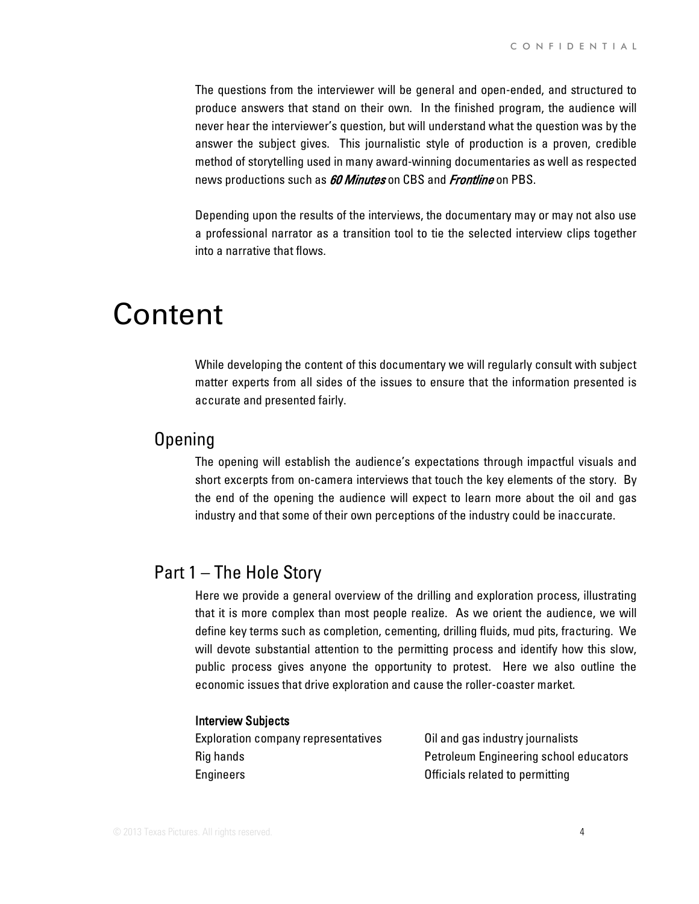The questions from the interviewer will be general and open-ended, and structured to produce answers that stand on their own. In the finished program, the audience will never hear the interviewer's question, but will understand what the question was by the answer the subject gives. This journalistic style of production is a proven, credible method of storytelling used in many award-winning documentaries as well as respected news productions such as ***60 Minutes*** on CBS and ***Frontline*** on PBS.

Depending upon the results of the interviews, the documentary may or may not also use a professional narrator as a transition tool to tie the selected interview clips together into a narrative that flows.

# Content

While developing the content of this documentary we will regularly consult with subject matter experts from all sides of the issues to ensure that the information presented is accurate and presented fairly.

## Opening

The opening will establish the audience's expectations through impactful visuals and short excerpts from on-camera interviews that touch the key elements of the story. By the end of the opening the audience will expect to learn more about the oil and gas industry and that some of their own perceptions of the industry could be inaccurate.

## Part 1 – The Hole Story

Here we provide a general overview of the drilling and exploration process, illustrating that it is more complex than most people realize. As we orient the audience, we will define key terms such as completion, cementing, drilling fluids, mud pits, fracturing. We will devote substantial attention to the permitting process and identify how this slow, public process gives anyone the opportunity to protest. Here we also outline the economic issues that drive exploration and cause the roller-coaster market.

**Interview Subjects**

- Exploration company representatives
- Rig hands
- Engineers
- Oil and gas industry journalists
- Petroleum Engineering school educators
- Officials related to permitting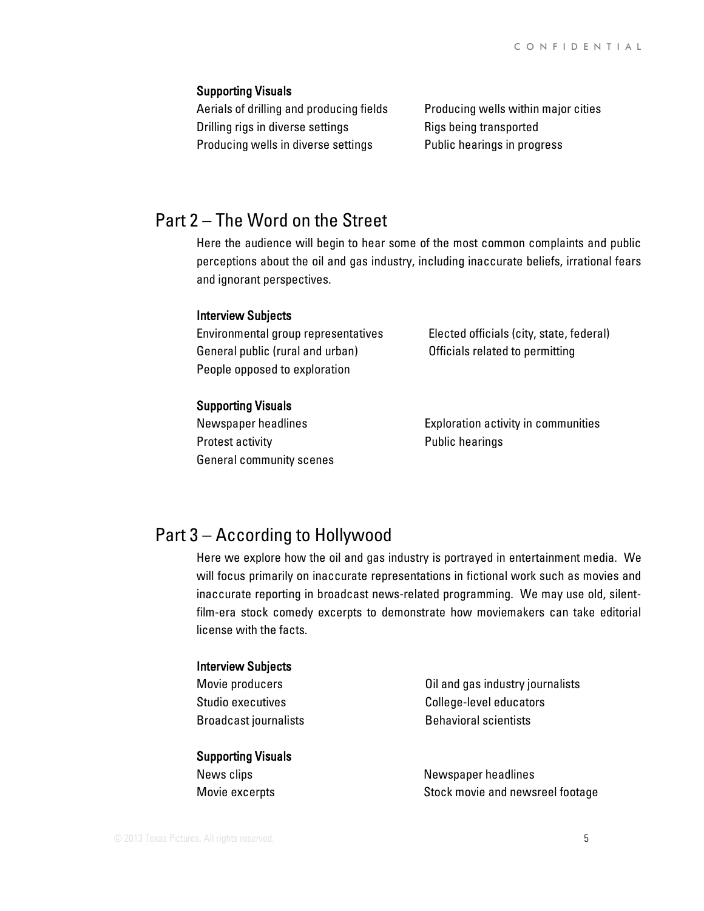#### Supporting Visuals

- Aerials of drilling and producing fields
- Drilling rigs in diverse settings
- Producing wells in diverse settings
- Producing wells within major cities
- Rigs being transported
- Public hearings in progress

## Part 2 – The Word on the Street

Here the audience will begin to hear some of the most common complaints and public perceptions about the oil and gas industry, including inaccurate beliefs, irrational fears and ignorant perspectives.

#### Interview Subjects

- Environmental group representatives
- General public (rural and urban)
- People opposed to exploration
- Elected officials (city, state, federal)
- Officials related to permitting

#### Supporting Visuals

- Newspaper headlines
- Protest activity
- General community scenes
- Exploration activity in communities
- Public hearings

## Part 3 – According to Hollywood

Here we explore how the oil and gas industry is portrayed in entertainment media. We will focus primarily on inaccurate representations in fictional work such as movies and inaccurate reporting in broadcast news-related programming. We may use old, silent-film-era stock comedy excerpts to demonstrate how moviemakers can take editorial license with the facts.

#### Interview Subjects

- Movie producers
- Studio executives
- Broadcast journalists
- Oil and gas industry journalists
- College-level educators
- Behavioral scientists

#### Supporting Visuals

- News clips
- Movie excerpts
- Newspaper headlines
- Stock movie and newsreel footage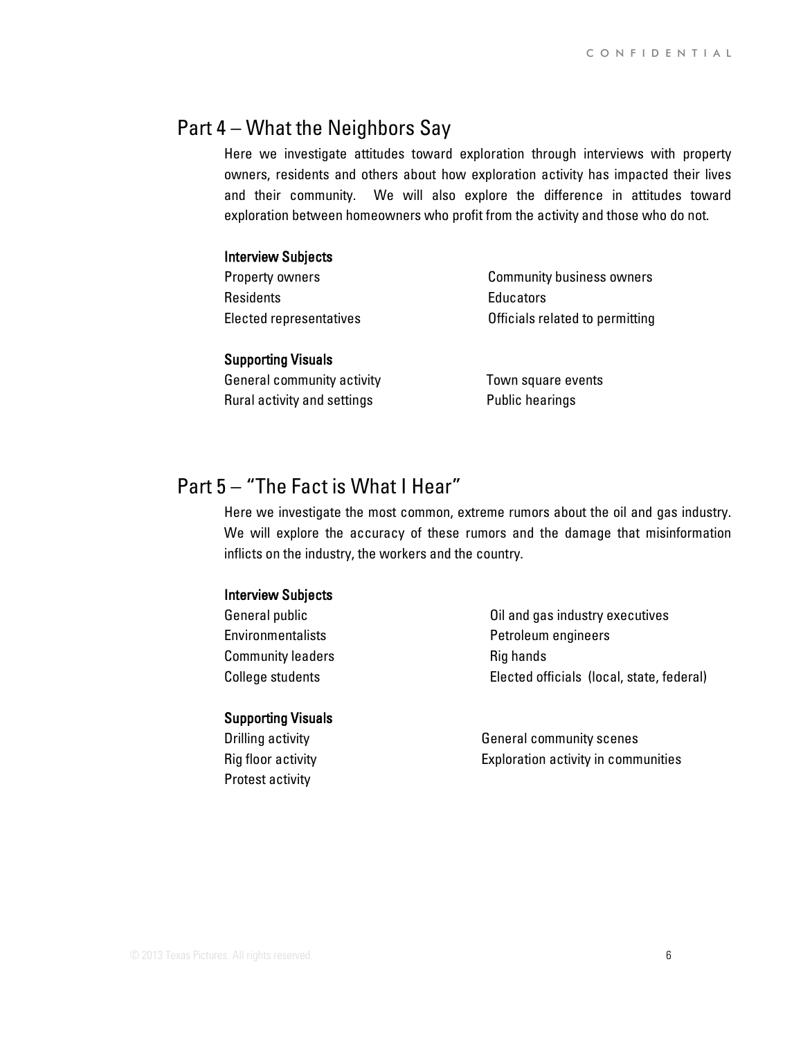## Part 4 – What the Neighbors Say

Here we investigate attitudes toward exploration through interviews with property owners, residents and others about how exploration activity has impacted their lives and their community. We will also explore the difference in attitudes toward exploration between homeowners who profit from the activity and those who do not.

**Interview Subjects**

- Property owners
- Residents
- Elected representatives
- Community business owners
- Educators
- Officials related to permitting

**Supporting Visuals**

- General community activity
- Rural activity and settings
- Town square events
- Public hearings

## Part 5 – "The Fact is What I Hear"

Here we investigate the most common, extreme rumors about the oil and gas industry. We will explore the accuracy of these rumors and the damage that misinformation inflicts on the industry, the workers and the country.

**Interview Subjects**

- General public
- Environmentalists
- Community leaders
- College students
- Oil and gas industry executives
- Petroleum engineers
- Rig hands
- Elected officials (local, state, federal)

**Supporting Visuals**

- Drilling activity
- Rig floor activity
- Protest activity
- General community scenes
- Exploration activity in communities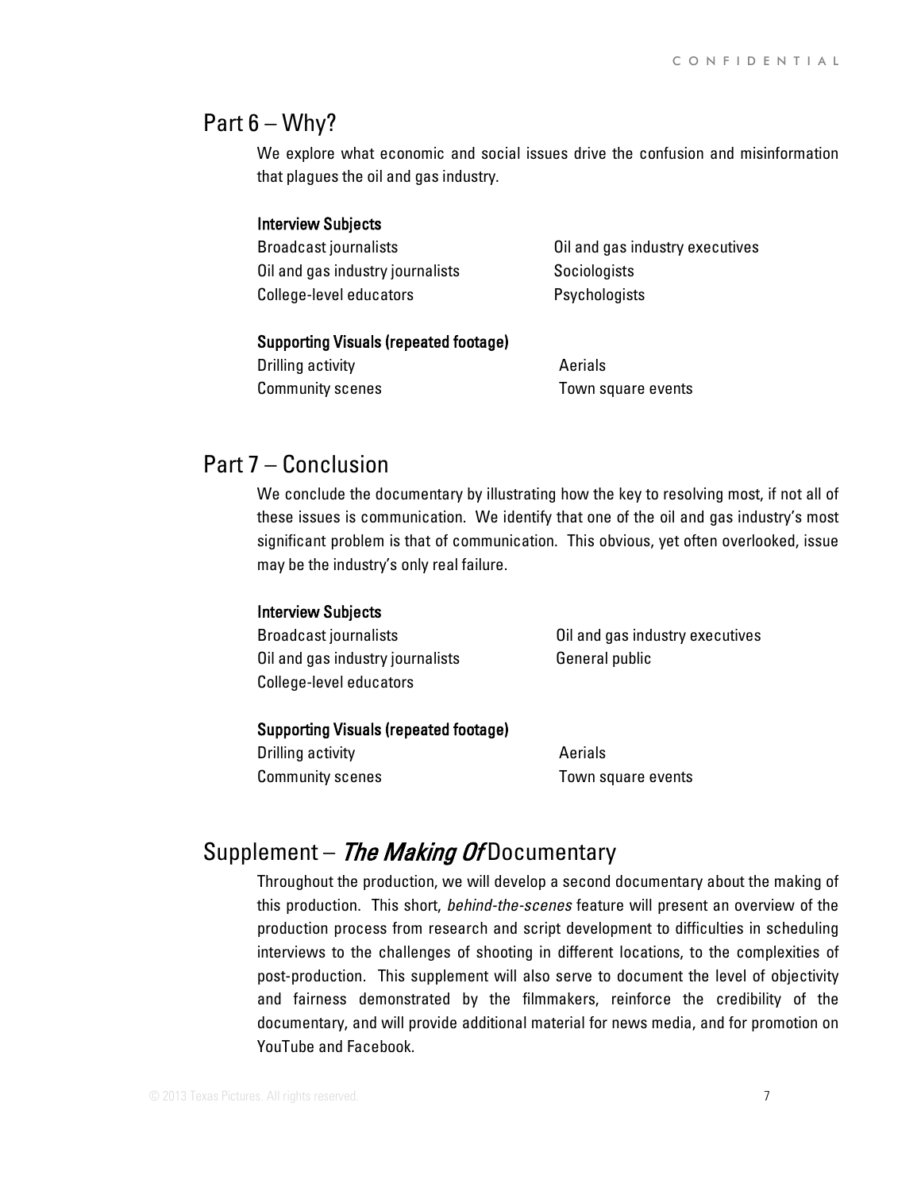## Part 6 – Why?

We explore what economic and social issues drive the confusion and misinformation that plagues the oil and gas industry.

**Interview Subjects**

Broadcast journalists
Oil and gas industry journalists
College-level educators
Oil and gas industry executives
Sociologists
Psychologists

**Supporting Visuals (repeated footage)**

Drilling activity
Community scenes
Aerials
Town square events

## Part 7 – Conclusion

We conclude the documentary by illustrating how the key to resolving most, if not all of these issues is communication. We identify that one of the oil and gas industry's most significant problem is that of communication. This obvious, yet often overlooked, issue may be the industry's only real failure.

**Interview Subjects**

Broadcast journalists
Oil and gas industry journalists
College-level educators
Oil and gas industry executives
General public

**Supporting Visuals (repeated footage)**

Drilling activity
Community scenes
Aerials
Town square events

## Supplement – *The Making Of* Documentary

Throughout the production, we will develop a second documentary about the making of this production. This short, *behind-the-scenes* feature will present an overview of the production process from research and script development to difficulties in scheduling interviews to the challenges of shooting in different locations, to the complexities of post-production. This supplement will also serve to document the level of objectivity and fairness demonstrated by the filmmakers, reinforce the credibility of the documentary, and will provide additional material for news media, and for promotion on YouTube and Facebook.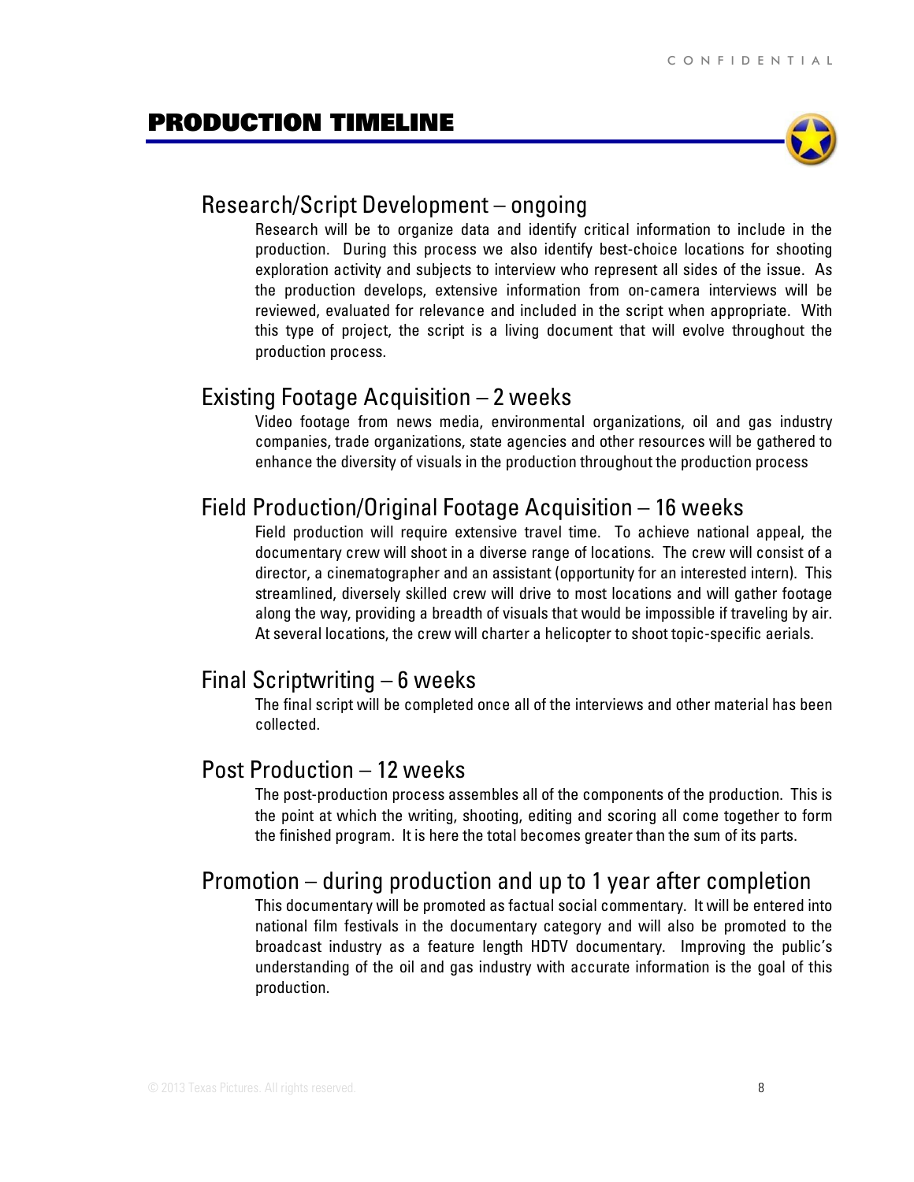## PRODUCTION TIMELINE

### Research/Script Development – ongoing

Research will be to organize data and identify critical information to include in the production. During this process we also identify best-choice locations for shooting exploration activity and subjects to interview who represent all sides of the issue. As the production develops, extensive information from on-camera interviews will be reviewed, evaluated for relevance and included in the script when appropriate. With this type of project, the script is a living document that will evolve throughout the production process.

### Existing Footage Acquisition – 2 weeks

Video footage from news media, environmental organizations, oil and gas industry companies, trade organizations, state agencies and other resources will be gathered to enhance the diversity of visuals in the production throughout the production process

### Field Production/Original Footage Acquisition – 16 weeks

Field production will require extensive travel time. To achieve national appeal, the documentary crew will shoot in a diverse range of locations. The crew will consist of a director, a cinematographer and an assistant (opportunity for an interested intern). This streamlined, diversely skilled crew will drive to most locations and will gather footage along the way, providing a breadth of visuals that would be impossible if traveling by air. At several locations, the crew will charter a helicopter to shoot topic-specific aerials.

### Final Scriptwriting – 6 weeks

The final script will be completed once all of the interviews and other material has been collected.

### Post Production – 12 weeks

The post-production process assembles all of the components of the production. This is the point at which the writing, shooting, editing and scoring all come together to form the finished program. It is here the total becomes greater than the sum of its parts.

### Promotion – during production and up to 1 year after completion

This documentary will be promoted as factual social commentary. It will be entered into national film festivals in the documentary category and will also be promoted to the broadcast industry as a feature length HDTV documentary. Improving the public's understanding of the oil and gas industry with accurate information is the goal of this production.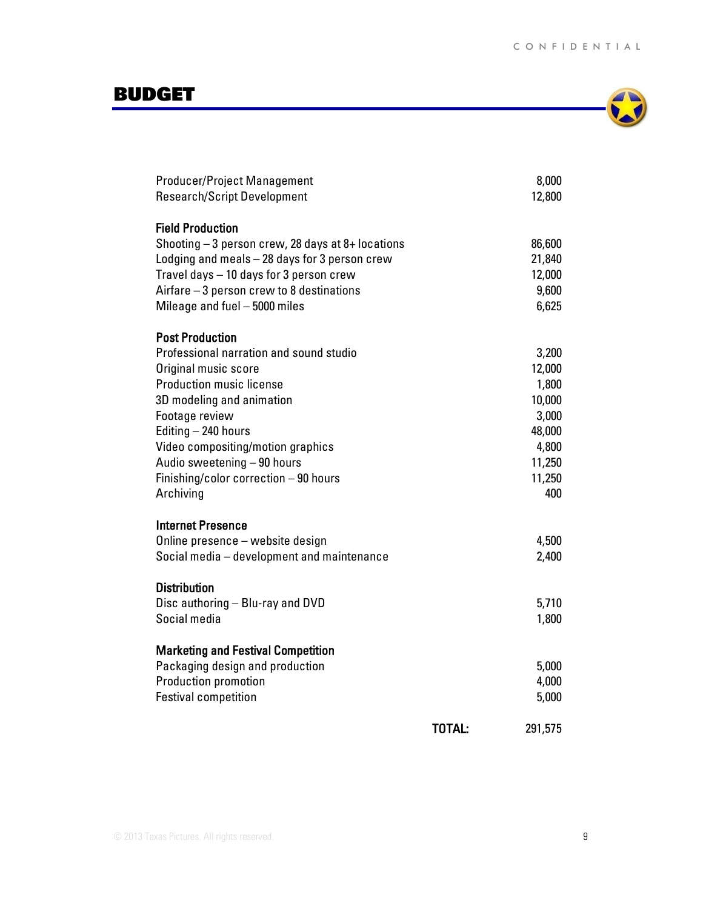# BUDGET

| | |
|---|---:|
| Producer/Project Management | 8,000 |
| Research/Script Development | 12,800 |
| | |
| **Field Production** | |
| Shooting – 3 person crew, 28 days at 8+ locations | 86,600 |
| Lodging and meals – 28 days for 3 person crew | 21,840 |
| Travel days – 10 days for 3 person crew | 12,000 |
| Airfare – 3 person crew to 8 destinations | 9,600 |
| Mileage and fuel – 5000 miles | 6,625 |
| | |
| **Post Production** | |
| Professional narration and sound studio | 3,200 |
| Original music score | 12,000 |
| Production music license | 1,800 |
| 3D modeling and animation | 10,000 |
| Footage review | 3,000 |
| Editing – 240 hours | 48,000 |
| Video compositing/motion graphics | 4,800 |
| Audio sweetening – 90 hours | 11,250 |
| Finishing/color correction – 90 hours | 11,250 |
| Archiving | 400 |
| | |
| **Internet Presence** | |
| Online presence – website design | 4,500 |
| Social media – development and maintenance | 2,400 |
| | |
| **Distribution** | |
| Disc authoring – Blu-ray and DVD | 5,710 |
| Social media | 1,800 |
| | |
| **Marketing and Festival Competition** | |
| Packaging design and production | 5,000 |
| Production promotion | 4,000 |
| Festival competition | 5,000 |
| | |
| **TOTAL:** | 291,575 |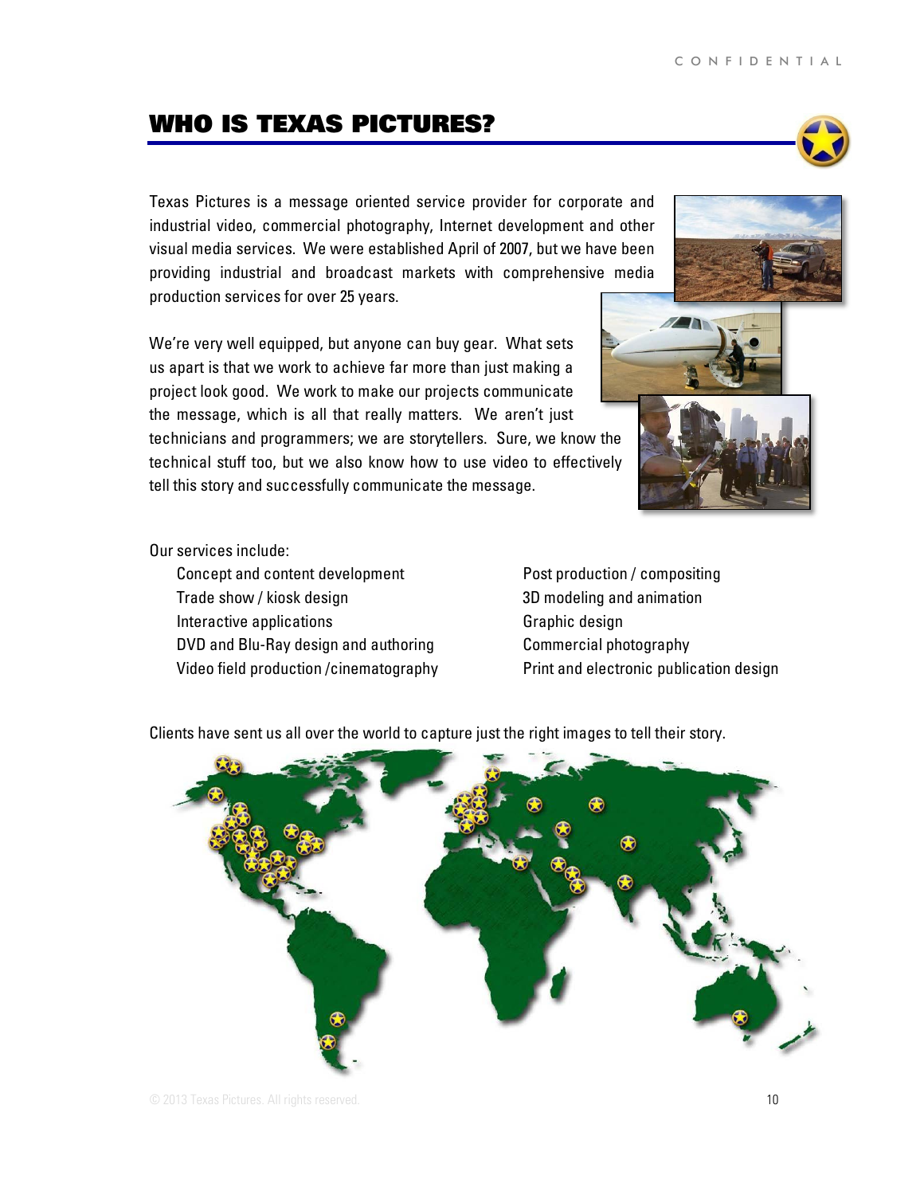## WHO IS TEXAS PICTURES?

Texas Pictures is a message oriented service provider for corporate and industrial video, commercial photography, Internet development and other visual media services. We were established April of 2007, but we have been providing industrial and broadcast markets with comprehensive media production services for over 25 years.

We're very well equipped, but anyone can buy gear. What sets us apart is that we work to achieve far more than just making a project look good. We work to make our projects communicate the message, which is all that really matters. We aren't just technicians and programmers; we are storytellers. Sure, we know the technical stuff too, but we also know how to use video to effectively tell this story and successfully communicate the message.

Our services include:

- Concept and content development
- Trade show / kiosk design
- Interactive applications
- DVD and Blu-Ray design and authoring
- Video field production /cinematography
- Post production / compositing
- 3D modeling and animation
- Graphic design
- Commercial photography
- Print and electronic publication design

Clients have sent us all over the world to capture just the right images to tell their story.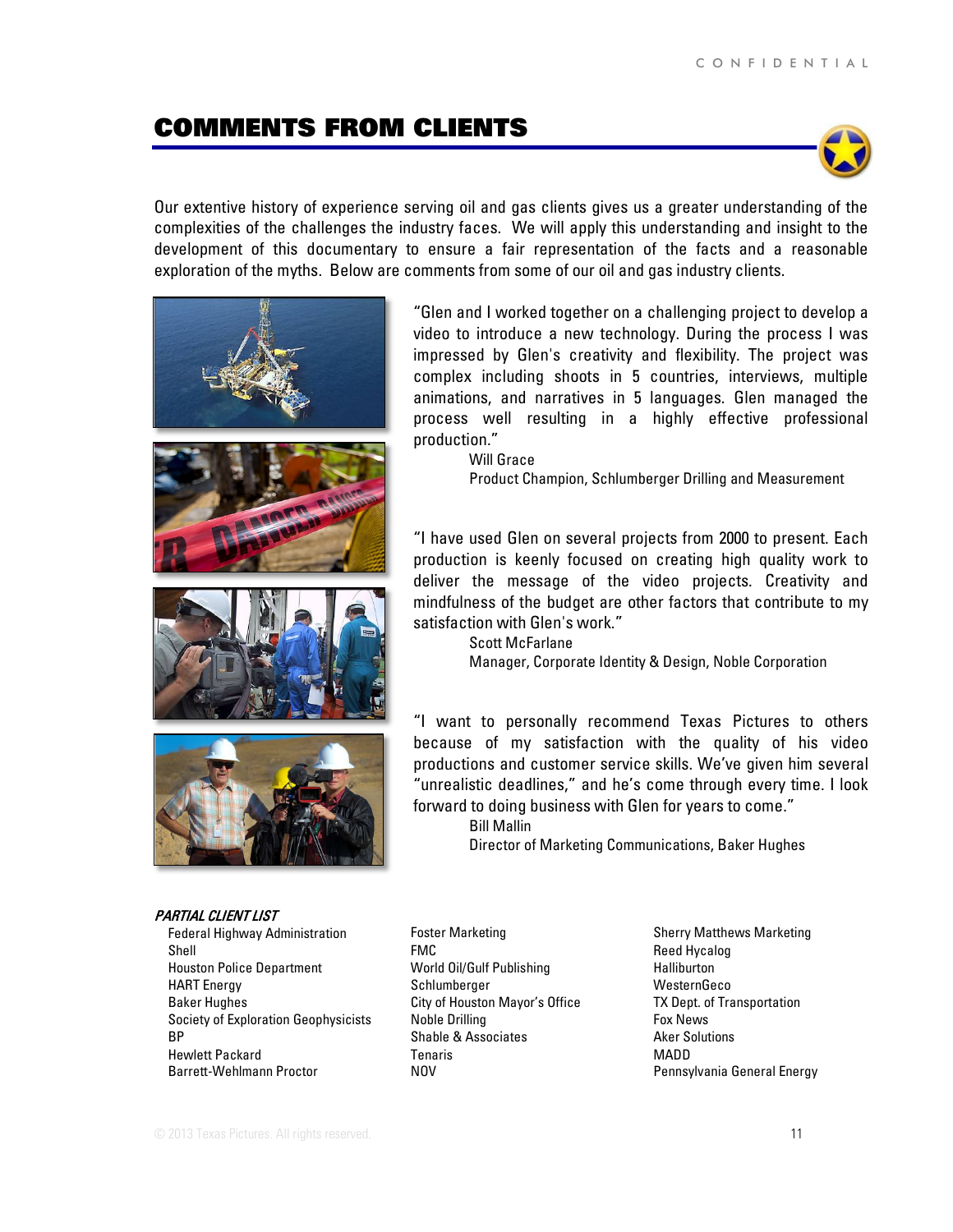# COMMENTS FROM CLIENTS

Our extentive history of experience serving oil and gas clients gives us a greater understanding of the complexities of the challenges the industry faces. We will apply this understanding and insight to the development of this documentary to ensure a fair representation of the facts and a reasonable exploration of the myths. Below are comments from some of our oil and gas industry clients.

"Glen and I worked together on a challenging project to develop a video to introduce a new technology. During the process I was impressed by Glen's creativity and flexibility. The project was complex including shoots in 5 countries, interviews, multiple animations, and narratives in 5 languages. Glen managed the process well resulting in a highly effective professional production."

Will Grace
Product Champion, Schlumberger Drilling and Measurement

"I have used Glen on several projects from 2000 to present. Each production is keenly focused on creating high quality work to deliver the message of the video projects. Creativity and mindfulness of the budget are other factors that contribute to my satisfaction with Glen's work."

Scott McFarlane
Manager, Corporate Identity & Design, Noble Corporation

"I want to personally recommend Texas Pictures to others because of my satisfaction with the quality of his video productions and customer service skills. We've given him several "unrealistic deadlines," and he's come through every time. I look forward to doing business with Glen for years to come."

Bill Mallin
Director of Marketing Communications, Baker Hughes

***PARTIAL CLIENT LIST***

Federal Highway Administration
Shell
Houston Police Department
HART Energy
Baker Hughes
Society of Exploration Geophysicists
BP
Hewlett Packard
Barrett-Wehlmann Proctor
Foster Marketing
FMC
World Oil/Gulf Publishing
Schlumberger
City of Houston Mayor's Office
Noble Drilling
Shable & Associates
Tenaris
NOV
Sherry Matthews Marketing
Reed Hycalog
Halliburton
WesternGeco
TX Dept. of Transportation
Fox News
Aker Solutions
MADD
Pennsylvania General Energy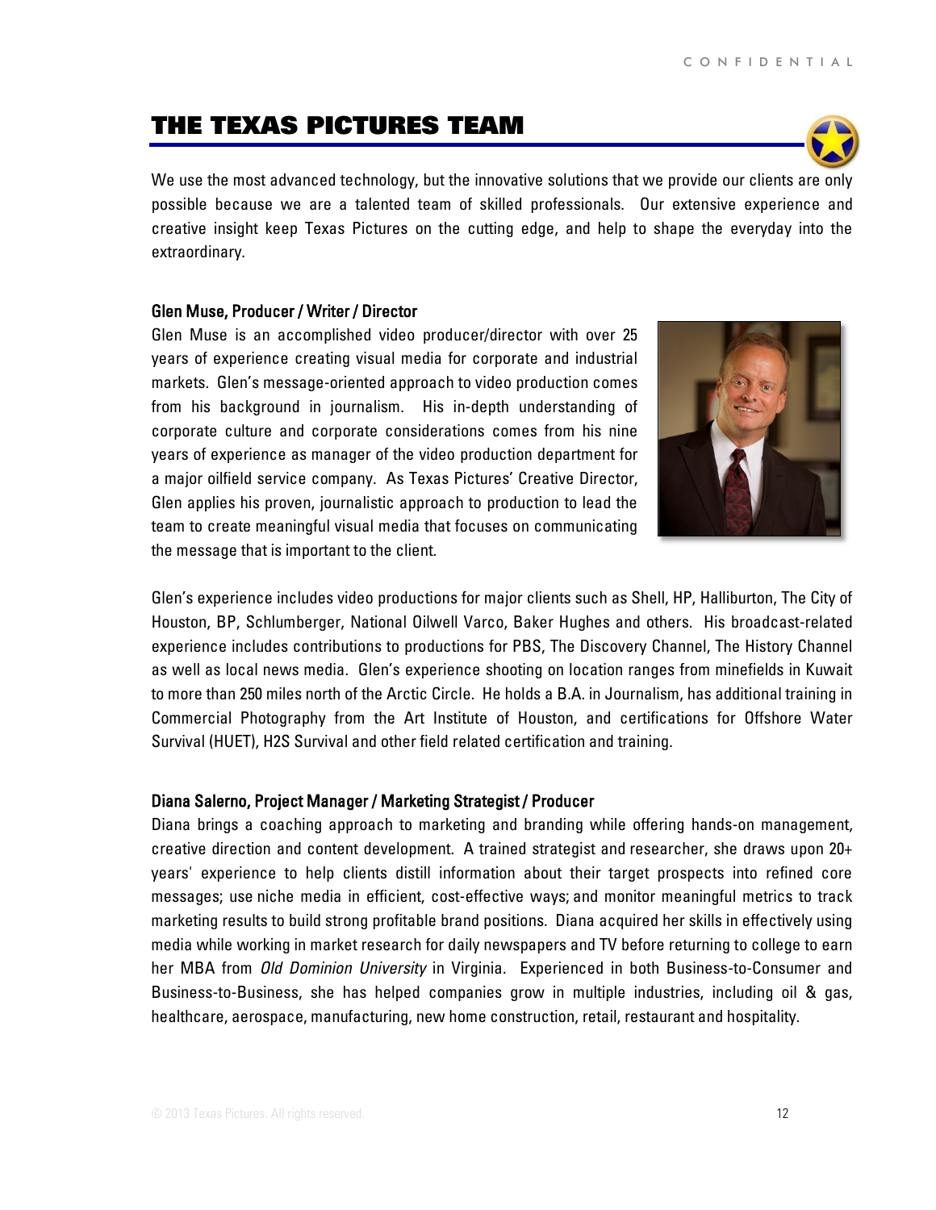# THE TEXAS PICTURES TEAM

We use the most advanced technology, but the innovative solutions that we provide our clients are only possible because we are a talented team of skilled professionals. Our extensive experience and creative insight keep Texas Pictures on the cutting edge, and help to shape the everyday into the extraordinary.

**Glen Muse, Producer / Writer / Director**

Glen Muse is an accomplished video producer/director with over 25 years of experience creating visual media for corporate and industrial markets. Glen's message-oriented approach to video production comes from his background in journalism. His in-depth understanding of corporate culture and corporate considerations comes from his nine years of experience as manager of the video production department for a major oilfield service company. As Texas Pictures' Creative Director, Glen applies his proven, journalistic approach to production to lead the team to create meaningful visual media that focuses on communicating the message that is important to the client.

Glen's experience includes video productions for major clients such as Shell, HP, Halliburton, The City of Houston, BP, Schlumberger, National Oilwell Varco, Baker Hughes and others. His broadcast-related experience includes contributions to productions for PBS, The Discovery Channel, The History Channel as well as local news media. Glen's experience shooting on location ranges from minefields in Kuwait to more than 250 miles north of the Arctic Circle. He holds a B.A. in Journalism, has additional training in Commercial Photography from the Art Institute of Houston, and certifications for Offshore Water Survival (HUET), H2S Survival and other field related certification and training.

**Diana Salerno, Project Manager / Marketing Strategist / Producer**

Diana brings a coaching approach to marketing and branding while offering hands-on management, creative direction and content development. A trained strategist and researcher, she draws upon 20+ years' experience to help clients distill information about their target prospects into refined core messages; use niche media in efficient, cost-effective ways; and monitor meaningful metrics to track marketing results to build strong profitable brand positions. Diana acquired her skills in effectively using media while working in market research for daily newspapers and TV before returning to college to earn her MBA from *Old Dominion University* in Virginia. Experienced in both Business-to-Consumer and Business-to-Business, she has helped companies grow in multiple industries, including oil & gas, healthcare, aerospace, manufacturing, new home construction, retail, restaurant and hospitality.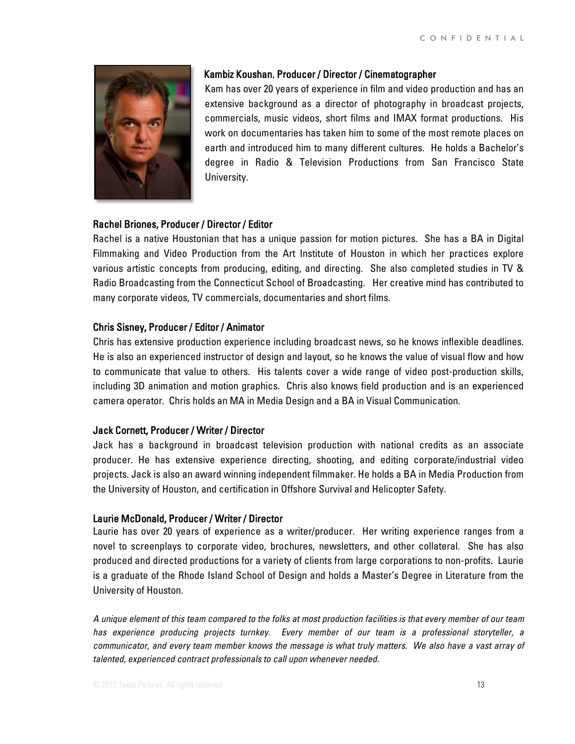**Kambiz Koushan, Producer / Director / Cinematographer**

Kam has over 20 years of experience in film and video production and has an extensive background as a director of photography in broadcast projects, commercials, music videos, short films and IMAX format productions. His work on documentaries has taken him to some of the most remote places on earth and introduced him to many different cultures. He holds a Bachelor's degree in Radio & Television Productions from San Francisco State University.

**Rachel Briones, Producer / Director / Editor**

Rachel is a native Houstonian that has a unique passion for motion pictures. She has a BA in Digital Filmmaking and Video Production from the Art Institute of Houston in which her practices explore various artistic concepts from producing, editing, and directing. She also completed studies in TV & Radio Broadcasting from the Connecticut School of Broadcasting. Her creative mind has contributed to many corporate videos, TV commercials, documentaries and short films.

**Chris Sisney, Producer / Editor / Animator**

Chris has extensive production experience including broadcast news, so he knows inflexible deadlines. He is also an experienced instructor of design and layout, so he knows the value of visual flow and how to communicate that value to others. His talents cover a wide range of video post-production skills, including 3D animation and motion graphics. Chris also knows field production and is an experienced camera operator. Chris holds an MA in Media Design and a BA in Visual Communication.

**Jack Cornett, Producer / Writer / Director**

Jack has a background in broadcast television production with national credits as an associate producer. He has extensive experience directing, shooting, and editing corporate/industrial video projects. Jack is also an award winning independent filmmaker. He holds a BA in Media Production from the University of Houston, and certification in Offshore Survival and Helicopter Safety.

**Laurie McDonald, Producer / Writer / Director**

Laurie has over 20 years of experience as a writer/producer. Her writing experience ranges from a novel to screenplays to corporate video, brochures, newsletters, and other collateral. She has also produced and directed productions for a variety of clients from large corporations to non-profits. Laurie is a graduate of the Rhode Island School of Design and holds a Master's Degree in Literature from the University of Houston.

*A unique element of this team compared to the folks at most production facilities is that every member of our team has experience producing projects turnkey. Every member of our team is a professional storyteller, a communicator, and every team member knows the message is what truly matters. We also have a vast array of talented, experienced contract professionals to call upon whenever needed.*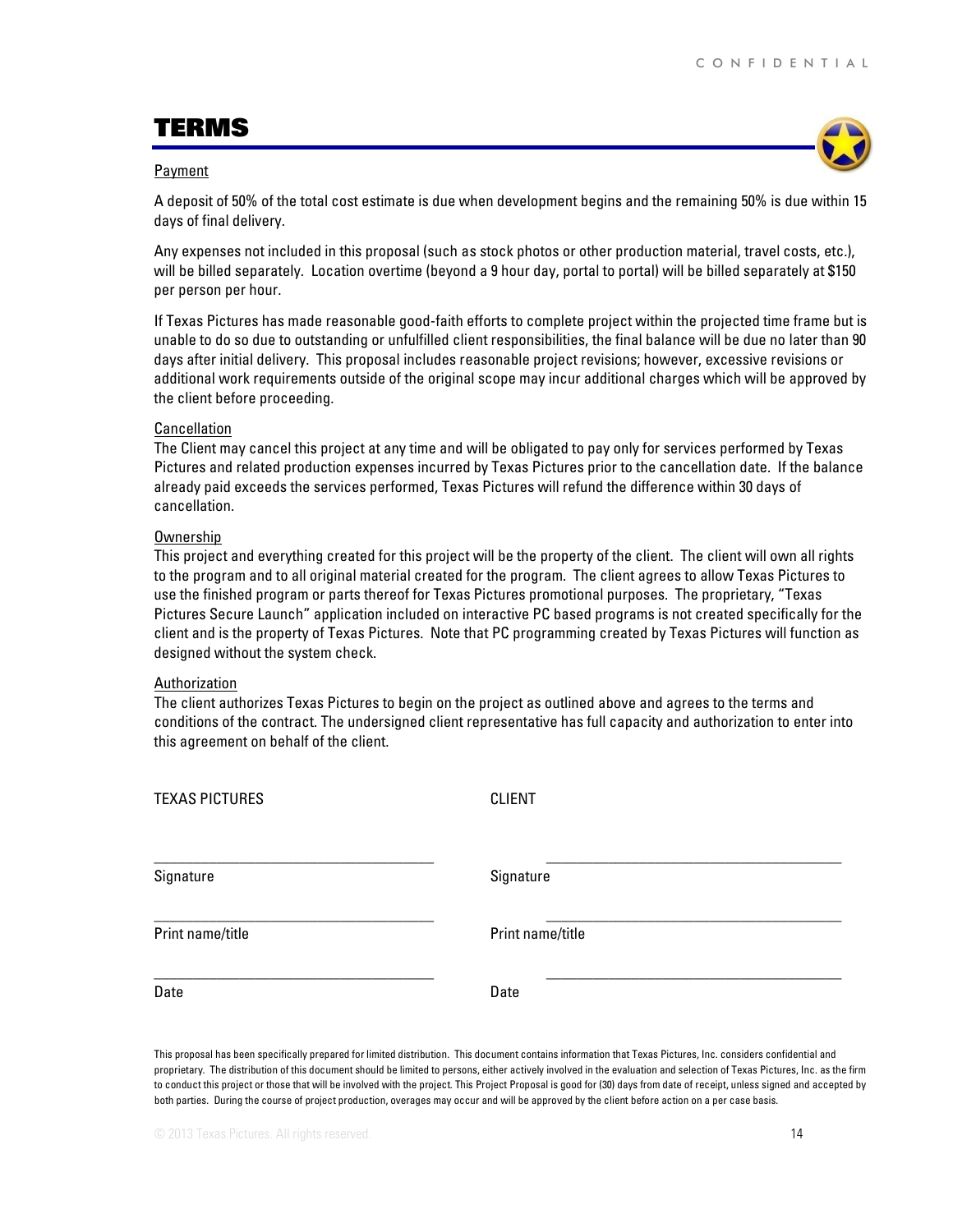# TERMS

Payment

A deposit of 50% of the total cost estimate is due when development begins and the remaining 50% is due within 15 days of final delivery.

Any expenses not included in this proposal (such as stock photos or other production material, travel costs, etc.), will be billed separately. Location overtime (beyond a 9 hour day, portal to portal) will be billed separately at $150 per person per hour.

If Texas Pictures has made reasonable good-faith efforts to complete project within the projected time frame but is unable to do so due to outstanding or unfulfilled client responsibilities, the final balance will be due no later than 90 days after initial delivery. This proposal includes reasonable project revisions; however, excessive revisions or additional work requirements outside of the original scope may incur additional charges which will be approved by the client before proceeding.

Cancellation

The Client may cancel this project at any time and will be obligated to pay only for services performed by Texas Pictures and related production expenses incurred by Texas Pictures prior to the cancellation date. If the balance already paid exceeds the services performed, Texas Pictures will refund the difference within 30 days of cancellation.

Ownership

This project and everything created for this project will be the property of the client. The client will own all rights to the program and to all original material created for the program. The client agrees to allow Texas Pictures to use the finished program or parts thereof for Texas Pictures promotional purposes. The proprietary, "Texas Pictures Secure Launch" application included on interactive PC based programs is not created specifically for the client and is the property of Texas Pictures. Note that PC programming created by Texas Pictures will function as designed without the system check.

Authorization

The client authorizes Texas Pictures to begin on the project as outlined above and agrees to the terms and conditions of the contract. The undersigned client representative has full capacity and authorization to enter into this agreement on behalf of the client.

| TEXAS PICTURES | CLIENT |
|---|---|
| ______________________ | ______________________ |
| Signature | Signature |
| ______________________ | ______________________ |
| Print name/title | Print name/title |
| ______________________ | ______________________ |
| Date | Date |

This proposal has been specifically prepared for limited distribution. This document contains information that Texas Pictures, Inc. considers confidential and proprietary. The distribution of this document should be limited to persons, either actively involved in the evaluation and selection of Texas Pictures, Inc. as the firm to conduct this project or those that will be involved with the project. This Project Proposal is good for (30) days from date of receipt, unless signed and accepted by both parties. During the course of project production, overages may occur and will be approved by the client before action on a per case basis.